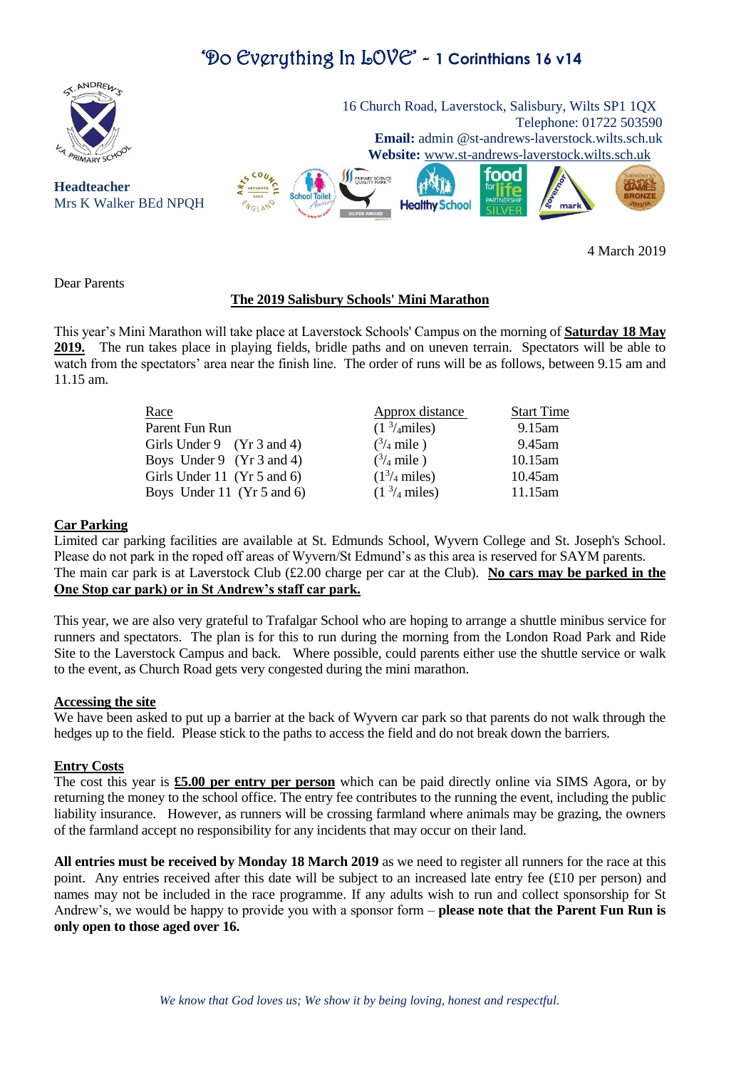# 'Do Everything In LOVE' – 1 Corinthians 16 v14

16 Church Road, Laverstock, Salisbury, Wilts SP1 1QX
Telephone: 01722 503590
**Email:** admin @st-andrews-laverstock.wilts.sch.uk
**Website:** www.st-andrews-laverstock.wilts.sch.uk

**Headteacher**
Mrs K Walker BEd NPQH

4 March 2019

Dear Parents

**The 2019 Salisbury Schools' Mini Marathon**

This year's Mini Marathon will take place at Laverstock Schools' Campus on the morning of **Saturday 18 May 2019.** The run takes place in playing fields, bridle paths and on uneven terrain. Spectators will be able to watch from the spectators' area near the finish line. The order of runs will be as follows, between 9.15 am and 11.15 am.

| Race | Approx distance | Start Time |
|---|---|---|
| Parent Fun Run | (1 $^3/_4$miles) | 9.15am |
| Girls Under 9 (Yr 3 and 4) | ($^3/_4$ mile ) | 9.45am |
| Boys Under 9 (Yr 3 and 4) | ($^3/_4$ mile ) | 10.15am |
| Girls Under 11 (Yr 5 and 6) | (1$^3/_4$ miles) | 10.45am |
| Boys Under 11 (Yr 5 and 6) | (1 $^3/_4$ miles) | 11.15am |

**Car Parking**

Limited car parking facilities are available at St. Edmunds School, Wyvern College and St. Joseph's School. Please do not park in the roped off areas of Wyvern/St Edmund's as this area is reserved for SAYM parents. The main car park is at Laverstock Club (£2.00 charge per car at the Club). **No cars may be parked in the One Stop car park) or in St Andrew's staff car park.**

This year, we are also very grateful to Trafalgar School who are hoping to arrange a shuttle minibus service for runners and spectators. The plan is for this to run during the morning from the London Road Park and Ride Site to the Laverstock Campus and back. Where possible, could parents either use the shuttle service or walk to the event, as Church Road gets very congested during the mini marathon.

**Accessing the site**

We have been asked to put up a barrier at the back of Wyvern car park so that parents do not walk through the hedges up to the field. Please stick to the paths to access the field and do not break down the barriers.

**Entry Costs**

The cost this year is **£5.00 per entry per person** which can be paid directly online via SIMS Agora, or by returning the money to the school office. The entry fee contributes to the running the event, including the public liability insurance. However, as runners will be crossing farmland where animals may be grazing, the owners of the farmland accept no responsibility for any incidents that may occur on their land.

**All entries must be received by Monday 18 March 2019** as we need to register all runners for the race at this point. Any entries received after this date will be subject to an increased late entry fee (£10 per person) and names may not be included in the race programme. If any adults wish to run and collect sponsorship for St Andrew's, we would be happy to provide you with a sponsor form – **please note that the Parent Fun Run is only open to those aged over 16.**

*We know that God loves us; We show it by being loving, honest and respectful.*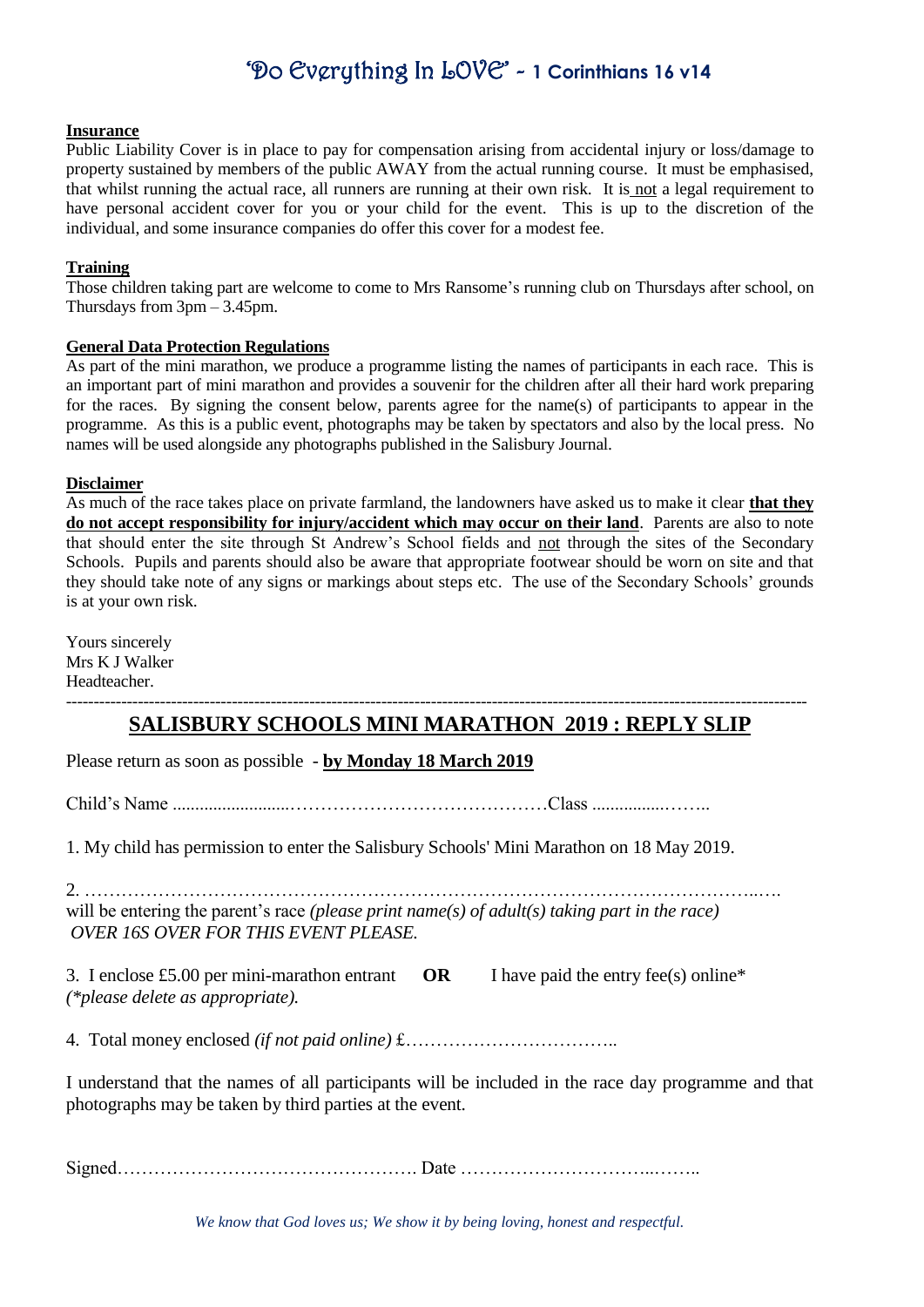# 'Do Everything In LOVE' - 1 Corinthians 16 v14

**Insurance**

Public Liability Cover is in place to pay for compensation arising from accidental injury or loss/damage to property sustained by members of the public AWAY from the actual running course. It must be emphasised, that whilst running the actual race, all runners are running at their own risk. It is not a legal requirement to have personal accident cover for you or your child for the event. This is up to the discretion of the individual, and some insurance companies do offer this cover for a modest fee.

**Training**

Those children taking part are welcome to come to Mrs Ransome's running club on Thursdays after school, on Thursdays from 3pm – 3.45pm.

**General Data Protection Regulations**

As part of the mini marathon, we produce a programme listing the names of participants in each race. This is an important part of mini marathon and provides a souvenir for the children after all their hard work preparing for the races. By signing the consent below, parents agree for the name(s) of participants to appear in the programme. As this is a public event, photographs may be taken by spectators and also by the local press. No names will be used alongside any photographs published in the Salisbury Journal.

**Disclaimer**

As much of the race takes place on private farmland, the landowners have asked us to make it clear **that they do not accept responsibility for injury/accident which may occur on their land**. Parents are also to note that should enter the site through St Andrew's School fields and not through the sites of the Secondary Schools. Pupils and parents should also be aware that appropriate footwear should be worn on site and that they should take note of any signs or markings about steps etc. The use of the Secondary Schools' grounds is at your own risk.

Yours sincerely
Mrs K J Walker
Headteacher.

---

## SALISBURY SCHOOLS MINI MARATHON 2019 : REPLY SLIP

Please return as soon as possible - **by Monday 18 March 2019**

Child's Name ............................................................................Class ........................

1. My child has permission to enter the Salisbury Schools' Mini Marathon on 18 May 2019.

2. .........................................................................................................................
will be entering the parent's race *(please print name(s) of adult(s) taking part in the race)*
*OVER 16S OVER FOR THIS EVENT PLEASE.*

3. I enclose £5.00 per mini-marathon entrant **OR** I have paid the entry fee(s) online*
*(\*please delete as appropriate).*

4. Total money enclosed *(if not paid online)* £.....................................

I understand that the names of all participants will be included in the race day programme and that photographs may be taken by third parties at the event.

Signed................................................. Date .......................................

*We know that God loves us; We show it by being loving, honest and respectful.*